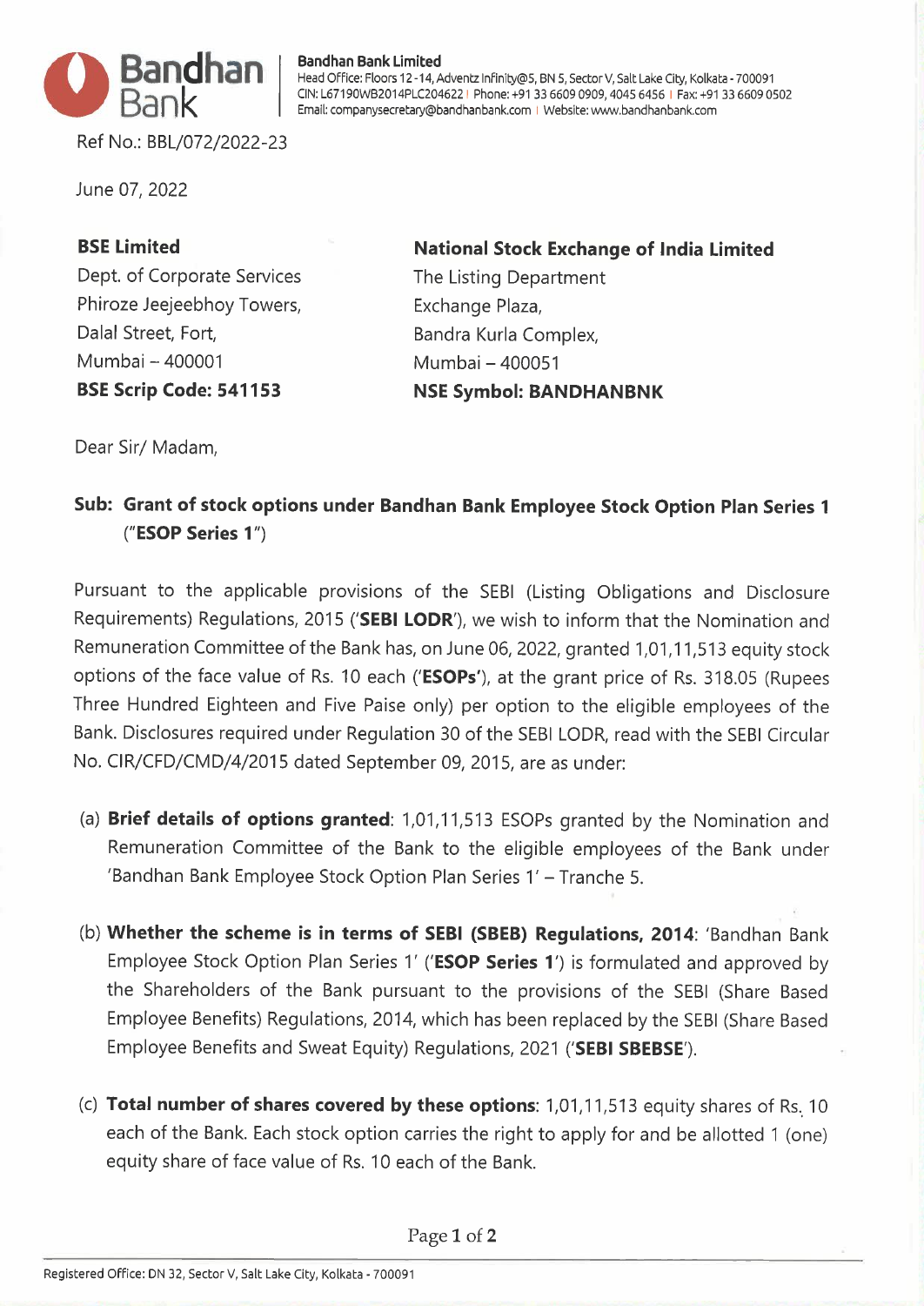**Bandhan Bank Limited**
Head Office: Floors 12 - 14, Adventz Infinity@5, BN 5, Sector V, Salt Lake City, Kolkata - 700091
CIN: L67190WB2014PLC204622 | Phone: +91 33 6609 0909, 4045 6456 | Fax: +91 33 6609 0502
Email: companysecretary@bandhanbank.com | Website: www.bandhanbank.com

Ref No.: BBL/072/2022-23

June 07, 2022

**BSE Limited**
Dept. of Corporate Services
Phiroze Jeejeebhoy Towers,
Dalal Street, Fort,
Mumbai – 400001
**BSE Scrip Code: 541153**

**National Stock Exchange of India Limited**
The Listing Department
Exchange Plaza,
Bandra Kurla Complex,
Mumbai – 400051
**NSE Symbol: BANDHANBNK**

Dear Sir/ Madam,

**Sub: Grant of stock options under Bandhan Bank Employee Stock Option Plan Series 1 ("ESOP Series 1")**

Pursuant to the applicable provisions of the SEBI (Listing Obligations and Disclosure Requirements) Regulations, 2015 ('**SEBI LODR**'), we wish to inform that the Nomination and Remuneration Committee of the Bank has, on June 06, 2022, granted 1,01,11,513 equity stock options of the face value of Rs. 10 each ('**ESOPs'**), at the grant price of Rs. 318.05 (Rupees Three Hundred Eighteen and Five Paise only) per option to the eligible employees of the Bank. Disclosures required under Regulation 30 of the SEBI LODR, read with the SEBI Circular No. CIR/CFD/CMD/4/2015 dated September 09, 2015, are as under:

(a) **Brief details of options granted**: 1,01,11,513 ESOPs granted by the Nomination and Remuneration Committee of the Bank to the eligible employees of the Bank under 'Bandhan Bank Employee Stock Option Plan Series 1' – Tranche 5.

(b) **Whether the scheme is in terms of SEBI (SBEB) Regulations, 2014**: 'Bandhan Bank Employee Stock Option Plan Series 1' ('**ESOP Series 1**') is formulated and approved by the Shareholders of the Bank pursuant to the provisions of the SEBI (Share Based Employee Benefits) Regulations, 2014, which has been replaced by the SEBI (Share Based Employee Benefits and Sweat Equity) Regulations, 2021 ('**SEBI SBEBSE**').

(c) **Total number of shares covered by these options**: 1,01,11,513 equity shares of Rs. 10 each of the Bank. Each stock option carries the right to apply for and be allotted 1 (one) equity share of face value of Rs. 10 each of the Bank.

Registered Office: DN 32, Sector V, Salt Lake City, Kolkata - 700091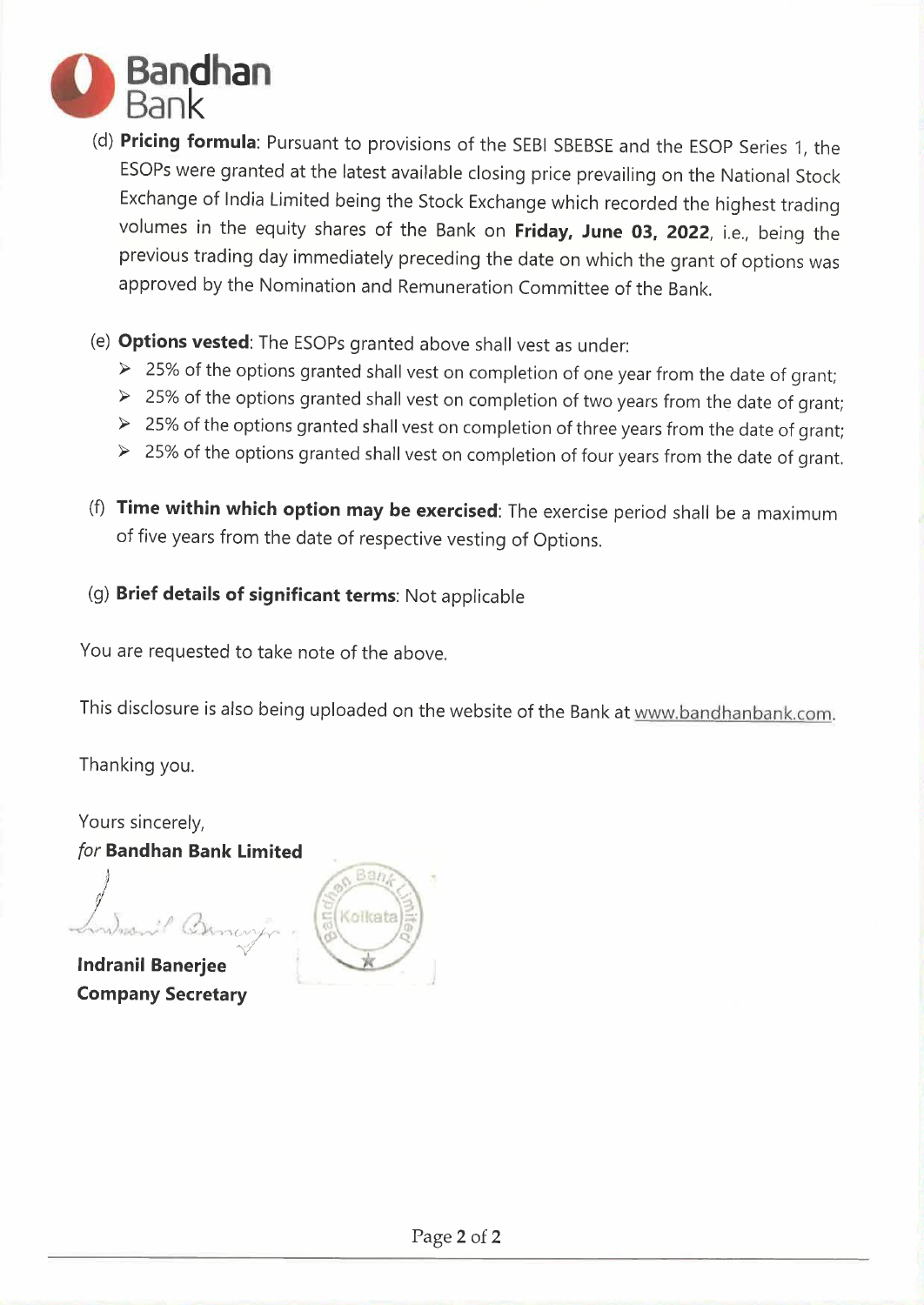(d) **Pricing formula**: Pursuant to provisions of the SEBI SBEBSE and the ESOP Series 1, the ESOPs were granted at the latest available closing price prevailing on the National Stock Exchange of India Limited being the Stock Exchange which recorded the highest trading volumes in the equity shares of the Bank on **Friday, June 03, 2022**, i.e., being the previous trading day immediately preceding the date on which the grant of options was approved by the Nomination and Remuneration Committee of the Bank.

(e) **Options vested**: The ESOPs granted above shall vest as under:

- 25% of the options granted shall vest on completion of one year from the date of grant;
- 25% of the options granted shall vest on completion of two years from the date of grant;
- 25% of the options granted shall vest on completion of three years from the date of grant;
- 25% of the options granted shall vest on completion of four years from the date of grant.

(f) **Time within which option may be exercised**: The exercise period shall be a maximum of five years from the date of respective vesting of Options.

(g) **Brief details of significant terms**: Not applicable

You are requested to take note of the above.

This disclosure is also being uploaded on the website of the Bank at www.bandhanbank.com.

Thanking you.

Yours sincerely,
*for* **Bandhan Bank Limited**

**Indranil Banerjee**
**Company Secretary**